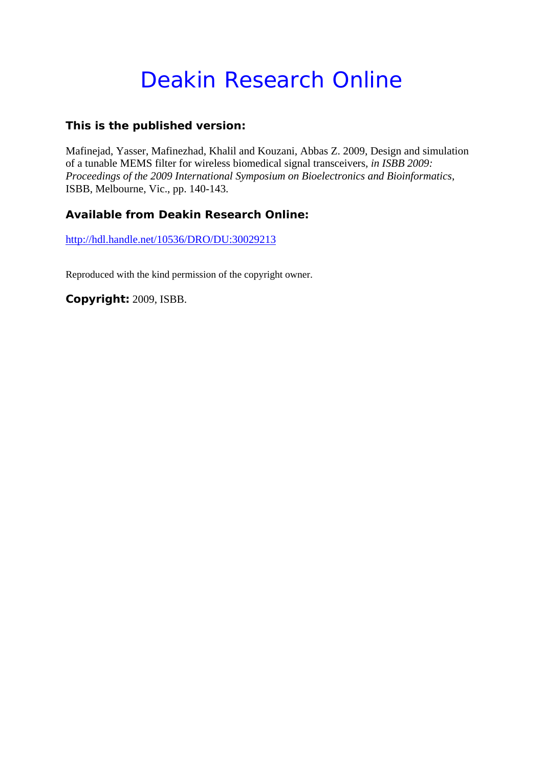# Deakin Research Online

**This is the published version:**

Mafinejad, Yasser, Mafinezhad, Khalil and Kouzani, Abbas Z. 2009, Design and simulation of a tunable MEMS filter for wireless biomedical signal transceivers*, in ISBB 2009: Proceedings of the 2009 International Symposium on Bioelectronics and Bioinformatics*, ISBB, Melbourne, Vic., pp. 140-143.

**Available from Deakin Research Online:**

http://hdl.handle.net/10536/DRO/DU:30029213

Reproduced with the kind permission of the copyright owner.

**Copyright:** 2009, ISBB.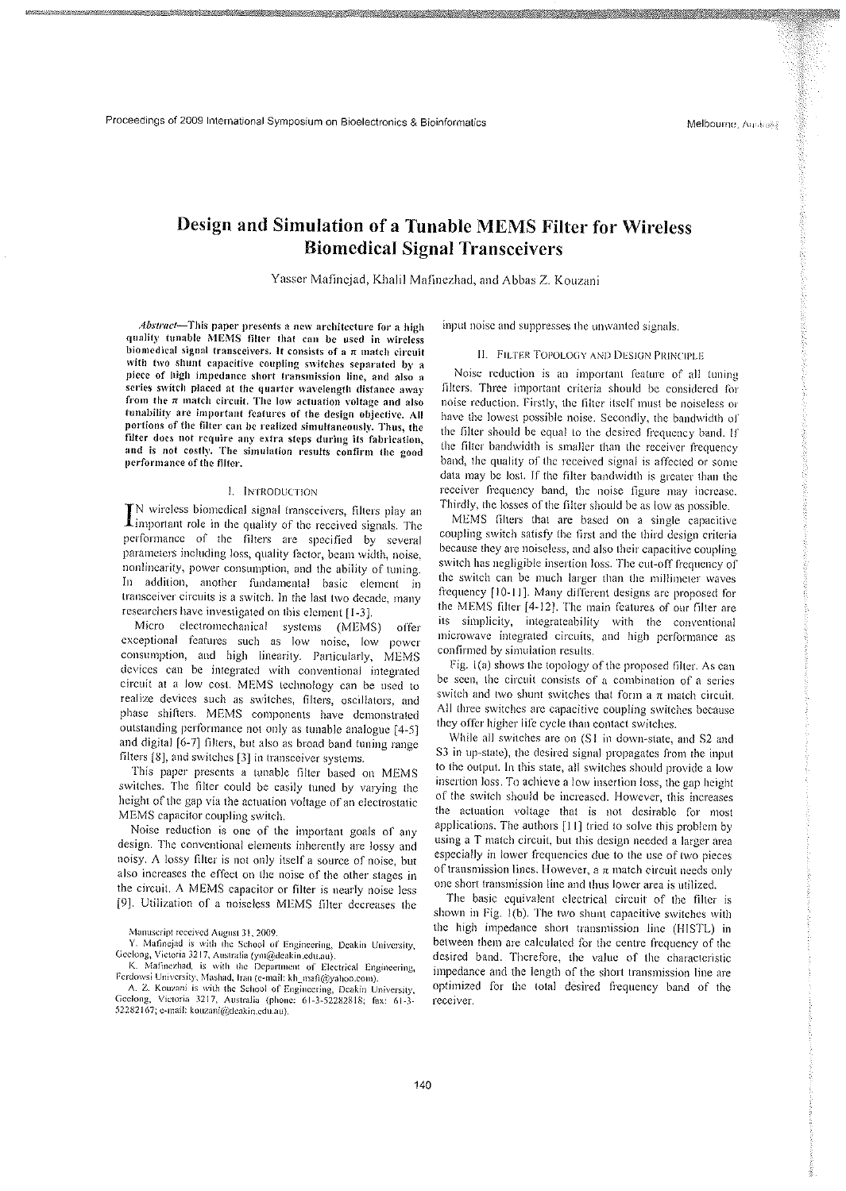# Design and Simulation of a Tunable MEMS Filter for Wireless Biomedical Signal Transceivers

Yasser Mafinejad, Khalil Mafinezhad, and Abbas Z. Kouzani

***Abstract*—This paper presents a new architecture for a high quality tunable MEMS filter that can be used in wireless biomedical signal transceivers. It consists of a $\pi$ match circuit with two shunt capacitive coupling switches separated by a piece of high impedance short transmission line, and also a series switch placed at the quarter wavelength distance away from the $\pi$ match circuit. The low actuation voltage and also tunability are important features of the design objective. All portions of the filter can be realized simultaneously. Thus, the filter does not require any extra steps during its fabrication, and is not costly. The simulation results confirm the good performance of the filter.**

## I. Introduction

In wireless biomedical signal transceivers, filters play an important role in the quality of the received signals. The performance of the filters are specified by several parameters including loss, quality factor, beam width, noise, nonlinearity, power consumption, and the ability of tuning. In addition, another fundamental basic element in transceiver circuits is a switch. In the last two decade, many researchers have investigated on this element [1-3].

Micro electromechanical systems (MEMS) offer exceptional features such as low noise, low power consumption, and high linearity. Particularly, MEMS devices can be integrated with conventional integrated circuit at a low cost. MEMS technology can be used to realize devices such as switches, filters, oscillators, and phase shifters. MEMS components have demonstrated outstanding performance not only as tunable analogue [4-5] and digital [6-7] filters, but also as broad band tuning range filters [8], and switches [3] in transceiver systems.

This paper presents a tunable filter based on MEMS switches. The filter could be easily tuned by varying the height of the gap via the actuation voltage of an electrostatic MEMS capacitor coupling switch.

Noise reduction is one of the important goals of any design. The conventional elements inherently are lossy and noisy. A lossy filter is not only itself a source of noise, but also increases the effect on the noise of the other stages in the circuit. A MEMS capacitor or filter is nearly noise less [9]. Utilization of a noiseless MEMS filter decreases the input noise and suppresses the unwanted signals.

## II. Filter Topology and Design Principle

Noise reduction is an important feature of all tuning filters. Three important criteria should be considered for noise reduction. Firstly, the filter itself must be noiseless or have the lowest possible noise. Secondly, the bandwidth of the filter should be equal to the desired frequency band. If the filter bandwidth is smaller than the receiver frequency band, the quality of the received signal is affected or some data may be lost. If the filter bandwidth is greater than the receiver frequency band, the noise figure may increase. Thirdly, the losses of the filter should be as low as possible.

MEMS filters that are based on a single capacitive coupling switch satisfy the first and the third design criteria because they are noiseless, and also their capacitive coupling switch has negligible insertion loss. The cut-off frequency of the switch can be much larger than the millimeter waves frequency [10-11]. Many different designs are proposed for the MEMS filter [4-12]. The main features of our filter are its simplicity, integrateability with the conventional microwave integrated circuits, and high performance as confirmed by simulation results.

Fig. 1(a) shows the topology of the proposed filter. As can be seen, the circuit consists of a combination of a series switch and two shunt switches that form a $\pi$ match circuit. All three switches are capacitive coupling switches because they offer higher life cycle than contact switches.

While all switches are on (S1 in down-state, and S2 and S3 in up-state), the desired signal propagates from the input to the output. In this state, all switches should provide a low insertion loss. To achieve a low insertion loss, the gap height of the switch should be increased. However, this increases the actuation voltage that is not desirable for most applications. The authors [11] tried to solve this problem by using a T match circuit, but this design needed a larger area especially in lower frequencies due to the use of two pieces of transmission lines. However, a $\pi$ match circuit needs only one short transmission line and thus lower area is utilized.

The basic equivalent electrical circuit of the filter is shown in Fig. 1(b). The two shunt capacitive switches with the high impedance short transmission line (HISTL) in between them are calculated for the centre frequency of the desired band. Therefore, the value of the characteristic impedance and the length of the short transmission line are optimized for the total desired frequency band of the receiver.

Manuscript received August 31, 2009.

Y. Mafinejad is with the School of Engineering, Deakin University, Geelong, Victoria 3217, Australia (ym@deakin.edu.au).

K. Mafinezhad, is with the Department of Electrical Engineering, Ferdowsi University, Mashad, Iran (e-mail: kh_mafi@yahoo.com).

A. Z. Kouzani is with the School of Engineering, Deakin University, Geelong, Victoria 3217, Australia (phone: 61-3-52282818; fax: 61-3-52282167; e-mail: kouzani@deakin.edu.au).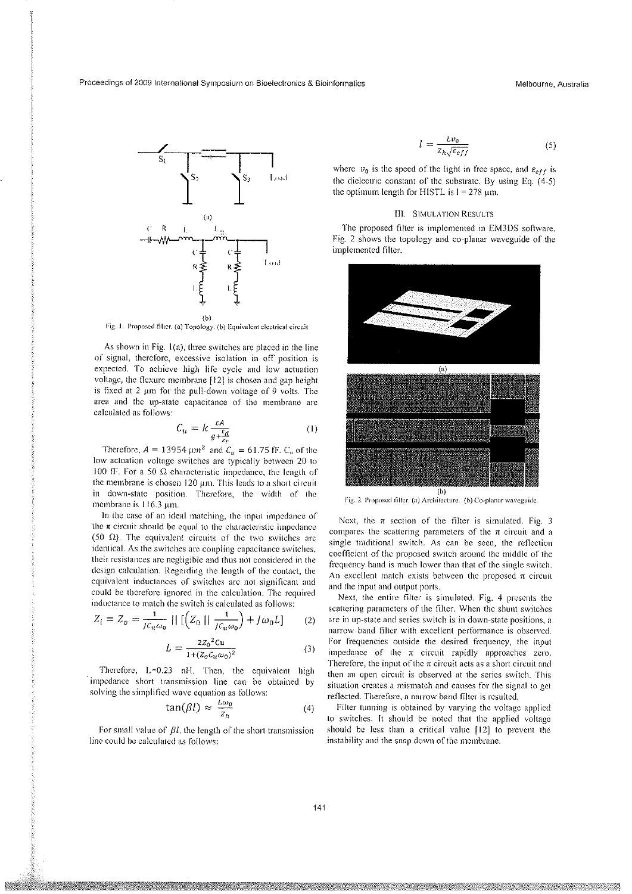(a)

(b)

Fig. 1. Proposed filter. (a) Topology. (b) Equivalent electrical circuit

As shown in Fig. 1(a), three switches are placed in the line of signal, therefore, excessive isolation in off position is expected. To achieve high life cycle and low actuation voltage, the flexure membrane [12] is chosen and gap height is fixed at 2 μm for the pull-down voltage of 9 volts. The area and the up-state capacitance of the membrane are calculated as follows:

$$C_u = k\frac{\varepsilon A}{g+\frac{t_d}{\varepsilon_r}} \tag{1}$$

Therefore, $A = 13954\ \mu m^2$ and $C_u = 61.75$ fF. $C_u$ of the low actuation voltage switches are typically between 20 to 100 fF. For a 50 Ω characteristic impedance, the length of the membrane is chosen 120 μm. This leads to a short circuit in down-state position. Therefore, the width of the membrane is 116.3 μm.

In the case of an ideal matching, the input impedance of the π circuit should be equal to the characteristic impedance (50 Ω). The equivalent circuits of the two switches are identical. As the switches are coupling capacitance switches, their resistances are negligible and thus not considered in the design calculation. Regarding the length of the contact, the equivalent inductances of switches are not significant and could be therefore ignored in the calculation. The required inductance to match the switch is calculated as follows:

$$Z_i = Z_o = \frac{1}{jC_u\omega_0} \,||\, \left[\left(Z_0 \,||\, \frac{1}{jC_u\omega_0}\right) + j\omega_0 L\right] \tag{2}$$

$$L = \frac{2Z_0{}^2 C_u}{1+(Z_0 C_u \omega_0)^2} \tag{3}$$

Therefore, L=0.23 nH. Then, the equivalent high impedance short transmission line can be obtained by solving the simplified wave equation as follows:

$$\tan(\beta l) \approx \frac{L\omega_0}{Z_h} \tag{4}$$

For small value of $\beta l$, the length of the short transmission line could be calculated as follows:

$$l = \frac{L v_0}{Z_h\sqrt{\varepsilon_{eff}}} \tag{5}$$

where $v_0$ is the speed of the light in free space, and $\varepsilon_{eff}$ is the dielectric constant of the substrate. By using Eq. (4-5) the optimum length for HISTL is l = 278 μm.

## III. Simulation Results

The proposed filter is implemented in EM3DS software. Fig. 2 shows the topology and co-planar waveguide of the implemented filter.

(a)

(b)

Fig. 2. Proposed filter. (a) Architecture. (b) Co-planar waveguide.

Next, the π section of the filter is simulated. Fig. 3 compares the scattering parameters of the π circuit and a single traditional switch. As can be seen, the reflection coefficient of the proposed switch around the middle of the frequency band is much lower than that of the single switch. An excellent match exists between the proposed π circuit and the input and output ports.

Next, the entire filter is simulated. Fig. 4 presents the scattering parameters of the filter. When the shunt switches are in up-state and series switch is in down-state positions, a narrow band filter with excellent performance is observed. For frequencies outside the desired frequency, the input impedance of the π circuit rapidly approaches zero. Therefore, the input of the π circuit acts as a short circuit and then an open circuit is observed at the series switch. This situation creates a mismatch and causes for the signal to get reflected. Therefore, a narrow band filter is resulted.

Filter tuning is obtained by varying the voltage applied to switches. It should be noted that the applied voltage should be less than a critical value [12] to prevent the instability and the snap down of the membrane.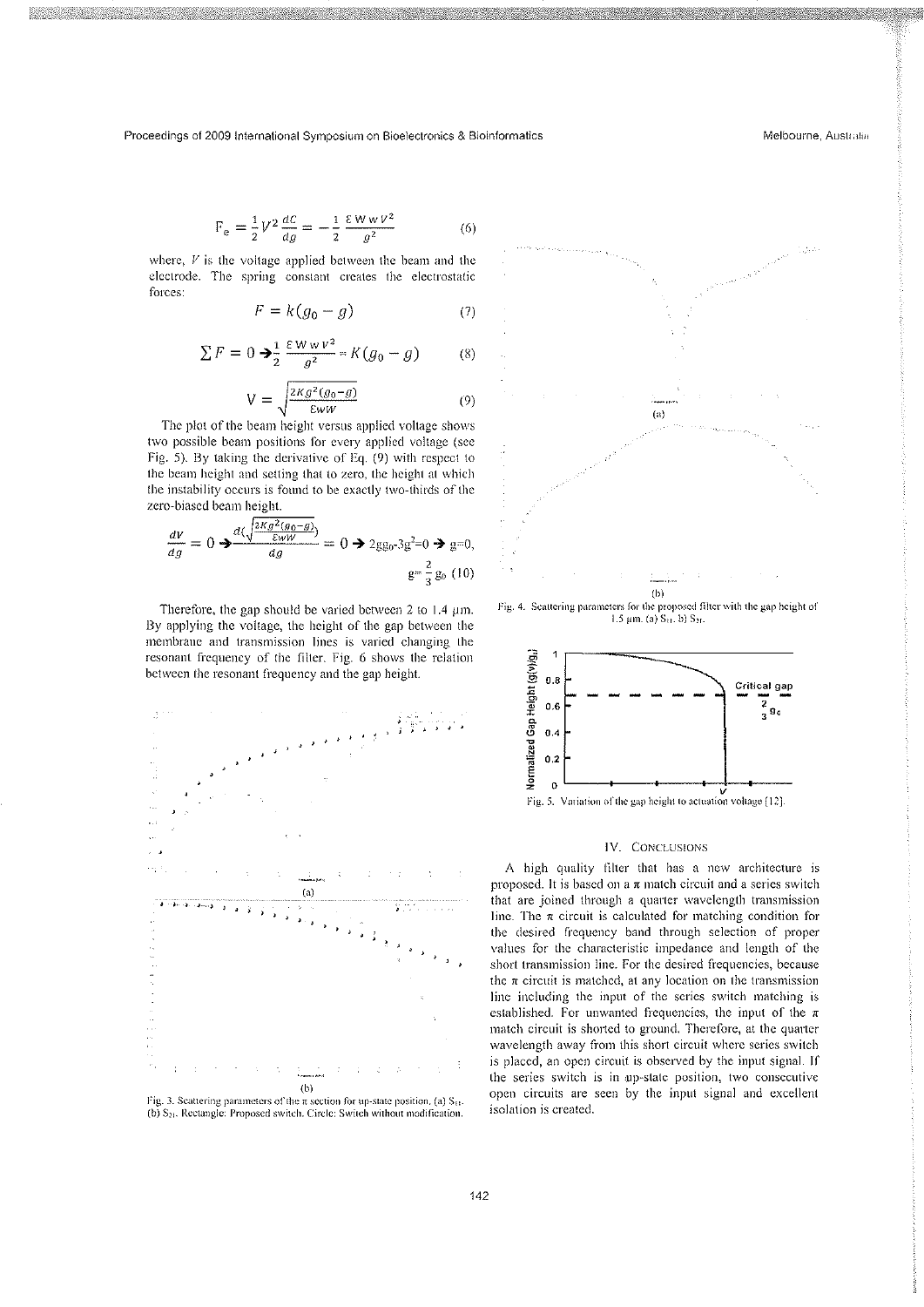$$F_e = \frac{1}{2}V^2\frac{dC}{dg} = -\frac{1}{2}\frac{\varepsilon W w V^2}{g^2} \tag{6}$$

where, $V$ is the voltage applied between the beam and the electrode. The spring constant creates the electrostatic forces:

$$F = k(g_0 - g) \tag{7}$$

$$\sum F = 0 \rightarrow \frac{1}{2}\frac{\varepsilon W w V^2}{g^2} = K(g_0 - g) \tag{8}$$

$$V = \sqrt{\frac{2Kg^2(g_0-g)}{\varepsilon wW}} \tag{9}$$

The plot of the beam height versus applied voltage shows two possible beam positions for every applied voltage (see Fig. 5). By taking the derivative of Eq. (9) with respect to the beam height and setting that to zero, the height at which the instability occurs is found to be exactly two-thirds of the zero-biased beam height.

$$\frac{dV}{dg} = 0 \rightarrow \frac{d\left(\sqrt{\frac{2Kg^2(g_0-g)}{\varepsilon wW}}\right)}{dg} = 0 \rightarrow 2gg_0 - 3g^2 = 0 \rightarrow g = 0,\; g = \frac{2}{3}g_0 \tag{10}$$

Therefore, the gap should be varied between 2 to 1.4 μm. By applying the voltage, the height of the gap between the membrane and transmission lines is varied changing the resonant frequency of the filter. Fig. 6 shows the relation between the resonant frequency and the gap height.

(a)

(b)

Fig. 3. Scattering parameters of the π section for up-state position. (a) $S_{11}$. (b) $S_{21}$. Rectangle: Proposed switch. Circle: Switch without modification.

(a)

(b)

Fig. 4. Scattering parameters for the proposed filter with the gap height of 1.5 μm. (a) $S_{11}$. b) $S_{21}$.

Fig. 5. Variation of the gap height to actuation voltage [12].

## IV. Conclusions

A high quality filter that has a new architecture is proposed. It is based on a π match circuit and a series switch that are joined through a quarter wavelength transmission line. The π circuit is calculated for matching condition for the desired frequency band through selection of proper values for the characteristic impedance and length of the short transmission line. For the desired frequencies, because the π circuit is matched, at any location on the transmission line including the input of the series switch matching is established. For unwanted frequencies, the input of the π match circuit is shorted to ground. Therefore, at the quarter wavelength away from this short circuit where series switch is placed, an open circuit is observed by the input signal. If the series switch is in up-state position, two consecutive open circuits are seen by the input signal and excellent isolation is created.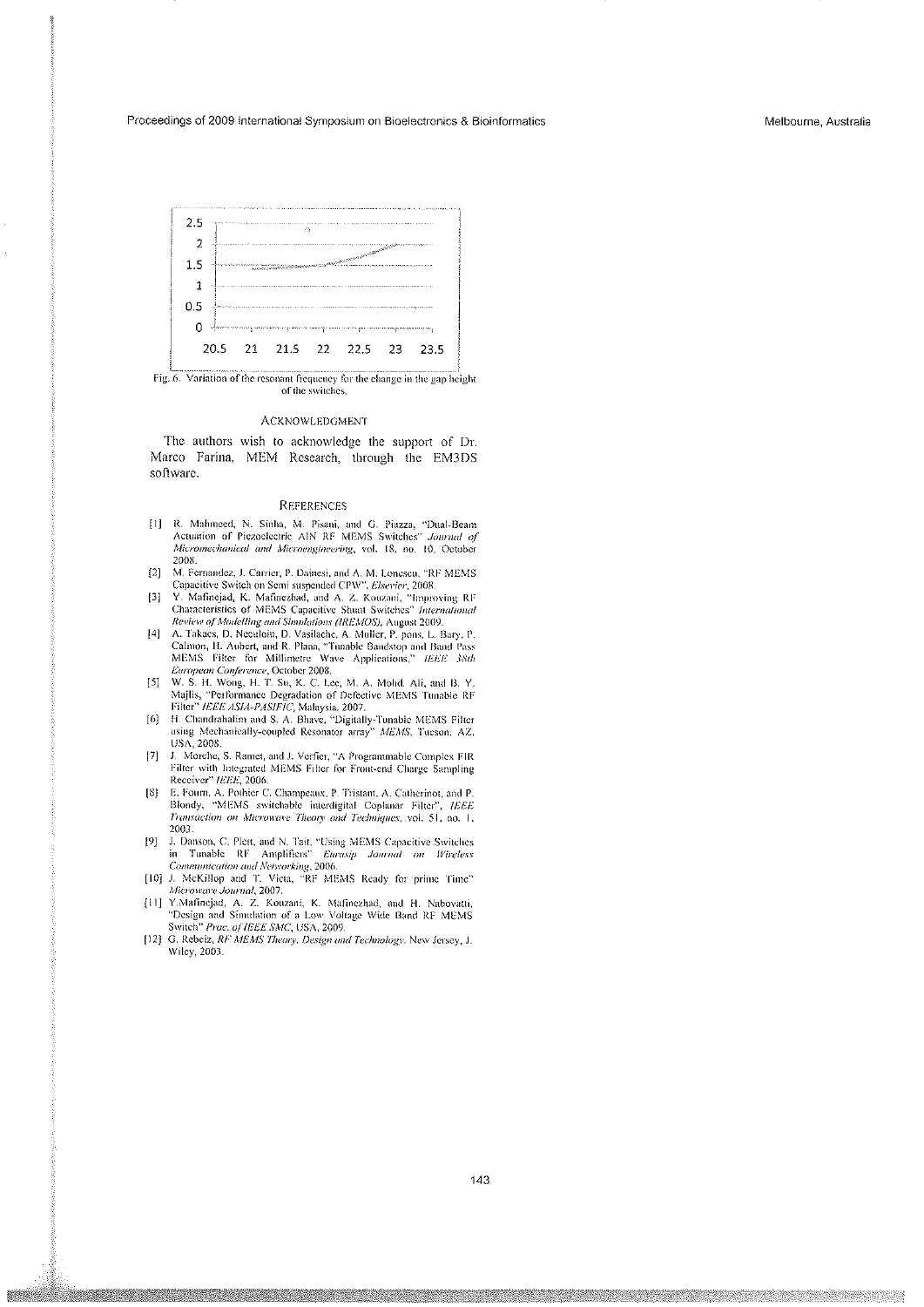2.5
2
1.5
1
0.5
0

20.5 21 21.5 22 22.5 23 23.5

Fig. 6. Variation of the resonant frequency for the change in the gap height of the switches.

## ACKNOWLEDGMENT

The authors wish to acknowledge the support of Dr. Marco Farina, MEM Research, through the EM3DS software.

## REFERENCES

[1] R. Mahmeed, N. Sinha, M. Pisani, and G. Piazza, "Dual-Beam Actuation of Piezoelectric AlN RF MEMS Switches" *Journal of Micromechanical and Microengineering*, vol. 18, no. 10, October 2008.

[2] M. Fernandez, J. Carrier, P. Dainesi, and A. M. Lonescu, "RF MEMS Capacitive Switch on Semi suspended CPW", *Elsevier*, 2008.

[3] Y. Mafinejad, K. Mafinezhad, and A. Z. Kouzani, "Improving RF Characteristics of MEMS Capacitive Shunt Switches" *International Review of Modelling and Simulations (IREMOS)*, August 2009.

[4] A. Takacs, D. Neculoiu, D. Vasilache, A. Muller, P. pons, L. Bary, P. Calmon, H. Aubert, and R. Plana, "Tunable Bandstop and Band Pass MEMS Filter for Millimetre Wave Applications," *IEEE 38th European Conference*, October 2008.

[5] W. S. H. Wong, H. T. Su, K. C. Lee, M. A. Mohd. Ali, and B. Y. Majlis, "Performance Degradation of Defective MEMS Tunable RF Filter" *IEEE ASIA-PASIFIC*, Malaysia, 2007.

[6] H. Chandrahalim and S. A. Bhave, "Digitally-Tunable MEMS Filter using Mechanically-coupled Resonator array" *MEMS*, Tucson, AZ, USA, 2008.

[7] J. Merche, S. Ramet, and J. Verfier, "A Programmable Complex FIR Filter with Integrated MEMS Filter for Front-end Charge Sampling Receiver" *IEEE*, 2006.

[8] E. Fourn, A. Pothier C. Champeaux, P. Tristant, A. Catherinot, and P. Blondy, "MEMS switchable interdigital Coplanar Filter", *IEEE Transaction on Microwave Theory and Techniques*, vol. 51, no. 1, 2003.

[9] J. Dunson, C. Plett, and N. Tait, "Using MEMS Capacitive Switches in Tunable RF Amplifiers" *Eurasip Journal on Wireless Communication and Networking*, 2006.

[10] J. McKillop and T. Vieta, "RF MEMS Ready for prime Time" *Microwave Journal*, 2007.

[11] Y.Mafinejad, A. Z. Kouzani, K. Mafinezhad, and H. Nabovatti, "Design and Simulation of a Low Voltage Wide Band RF MEMS Switch" *Proc. of IEEE SMC*, USA, 2009.

[12] G. Rebeiz, *RF MEMS Theory, Design and Technology*. New Jersey, J. Wiley, 2003.